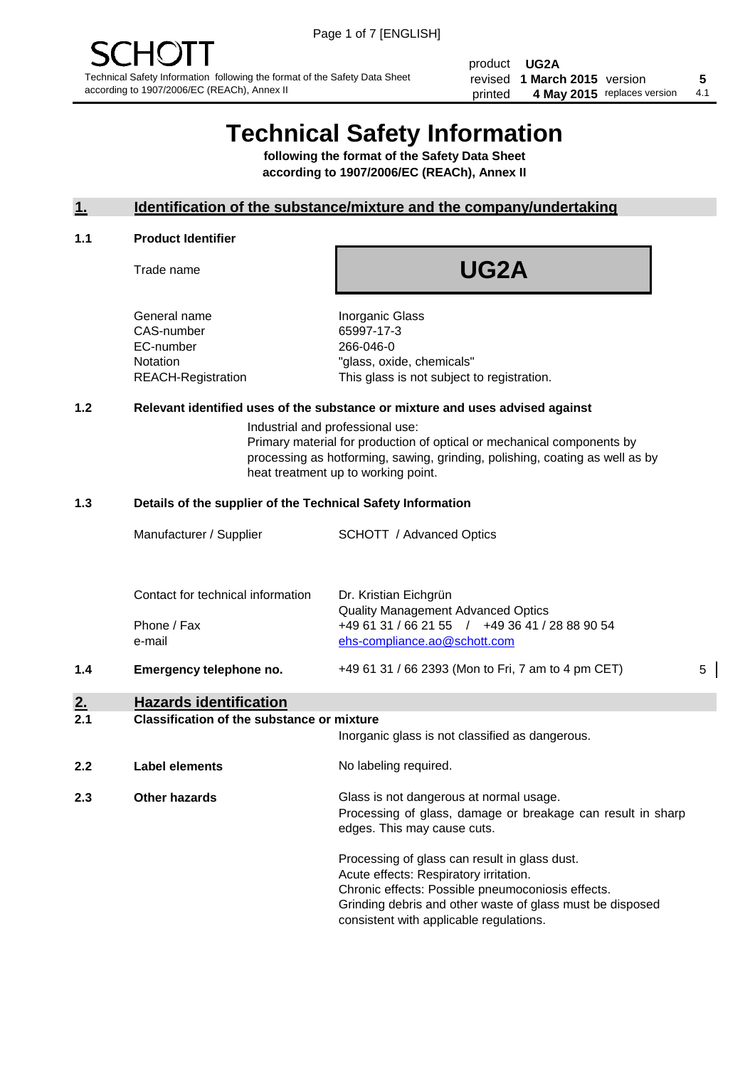SCHOTT

Technical Safety Information following the format of the Safety Data Sheet according to 1907/2006/EC (REACh), Annex II

| product | UG2A | | |
|---|---|---|---|
| revised | 1 March 2015 | version | 5 |
| printed | 4 May 2015 | replaces version | 4.1 |

# Technical Safety Information

**following the format of the Safety Data Sheet according to 1907/2006/EC (REACh), Annex II**

## 1. Identification of the substance/mixture and the company/undertaking

### 1.1 Product Identifier

Trade name **UG2A**

| | |
|---|---|
| General name | Inorganic Glass |
| CAS-number | 65997-17-3 |
| EC-number | 266-046-0 |
| Notation | "glass, oxide, chemicals" |
| REACH-Registration | This glass is not subject to registration. |

### 1.2 Relevant identified uses of the substance or mixture and uses advised against

Industrial and professional use:
Primary material for production of optical or mechanical components by processing as hotforming, sawing, grinding, polishing, coating as well as by heat treatment up to working point.

### 1.3 Details of the supplier of the Technical Safety Information

| | |
|---|---|
| Manufacturer / Supplier | SCHOTT / Advanced Optics |
| Contact for technical information | Dr. Kristian Eichgrün<br>Quality Management Advanced Optics |
| Phone / Fax | +49 61 31 / 66 21 55 / +49 36 41 / 28 88 90 54 |
| e-mail | ehs-compliance.ao@schott.com |

### 1.4 Emergency telephone no.

+49 61 31 / 66 2393 (Mon to Fri, 7 am to 4 pm CET) 5

## 2. Hazards identification

### 2.1 Classification of the substance or mixture

Inorganic glass is not classified as dangerous.

### 2.2 Label elements

No labeling required.

### 2.3 Other hazards

Glass is not dangerous at normal usage.
Processing of glass, damage or breakage can result in sharp edges. This may cause cuts.

Processing of glass can result in glass dust.
Acute effects: Respiratory irritation.
Chronic effects: Possible pneumoconiosis effects.
Grinding debris and other waste of glass must be disposed consistent with applicable regulations.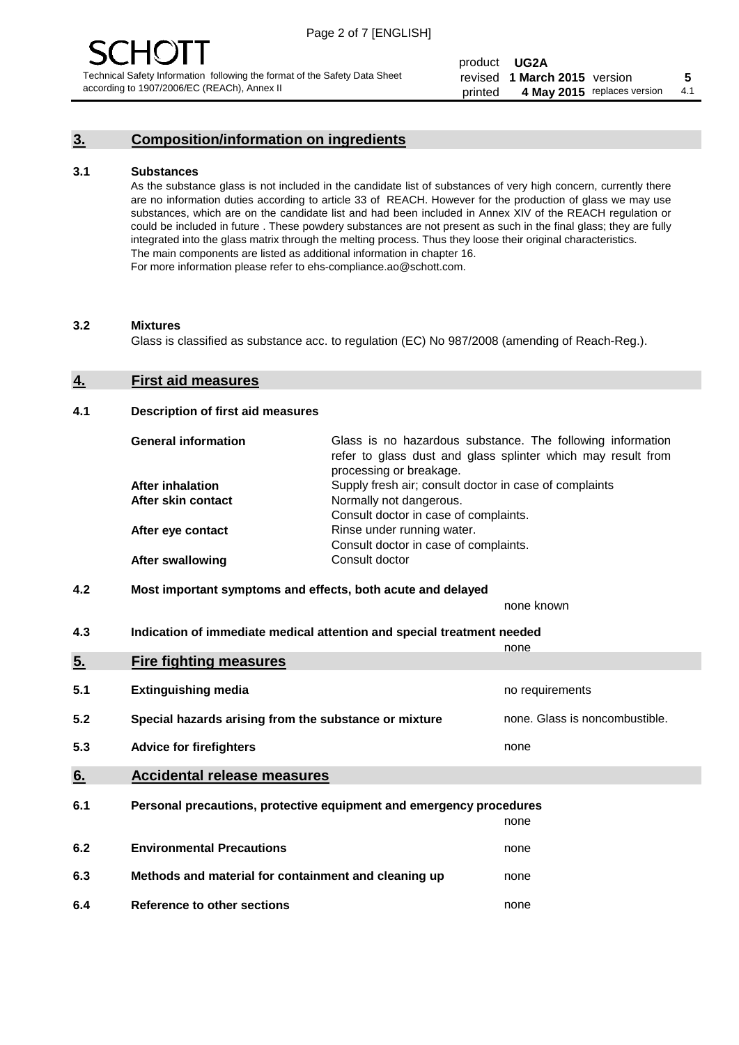## 3. Composition/information on ingredients

### 3.1 Substances

As the substance glass is not included in the candidate list of substances of very high concern, currently there are no information duties according to article 33 of REACH. However for the production of glass we may use substances, which are on the candidate list and had been included in Annex XIV of the REACH regulation or could be included in future . These powdery substances are not present as such in the final glass; they are fully integrated into the glass matrix through the melting process. Thus they loose their original characteristics. The main components are listed as additional information in chapter 16.
For more information please refer to ehs-compliance.ao@schott.com.

### 3.2 Mixtures

Glass is classified as substance acc. to regulation (EC) No 987/2008 (amending of Reach-Reg.).

## 4. First aid measures

### 4.1 Description of first aid measures

| | |
|---|---|
| **General information** | Glass is no hazardous substance. The following information refer to glass dust and glass splinter which may result from processing or breakage. |
| **After inhalation** | Supply fresh air; consult doctor in case of complaints |
| **After skin contact** | Normally not dangerous. Consult doctor in case of complaints. |
| **After eye contact** | Rinse under running water. Consult doctor in case of complaints. |
| **After swallowing** | Consult doctor |

### 4.2 Most important symptoms and effects, both acute and delayed

none known

### 4.3 Indication of immediate medical attention and special treatment needed

none

## 5. Fire fighting measures

| | | |
|---|---|---|
| 5.1 | Extinguishing media | no requirements |
| 5.2 | Special hazards arising from the substance or mixture | none. Glass is noncombustible. |
| 5.3 | Advice for firefighters | none |

## 6. Accidental release measures

| | | |
|---|---|---|
| 6.1 | Personal precautions, protective equipment and emergency procedures | none |
| 6.2 | Environmental Precautions | none |
| 6.3 | Methods and material for containment and cleaning up | none |
| 6.4 | Reference to other sections | none |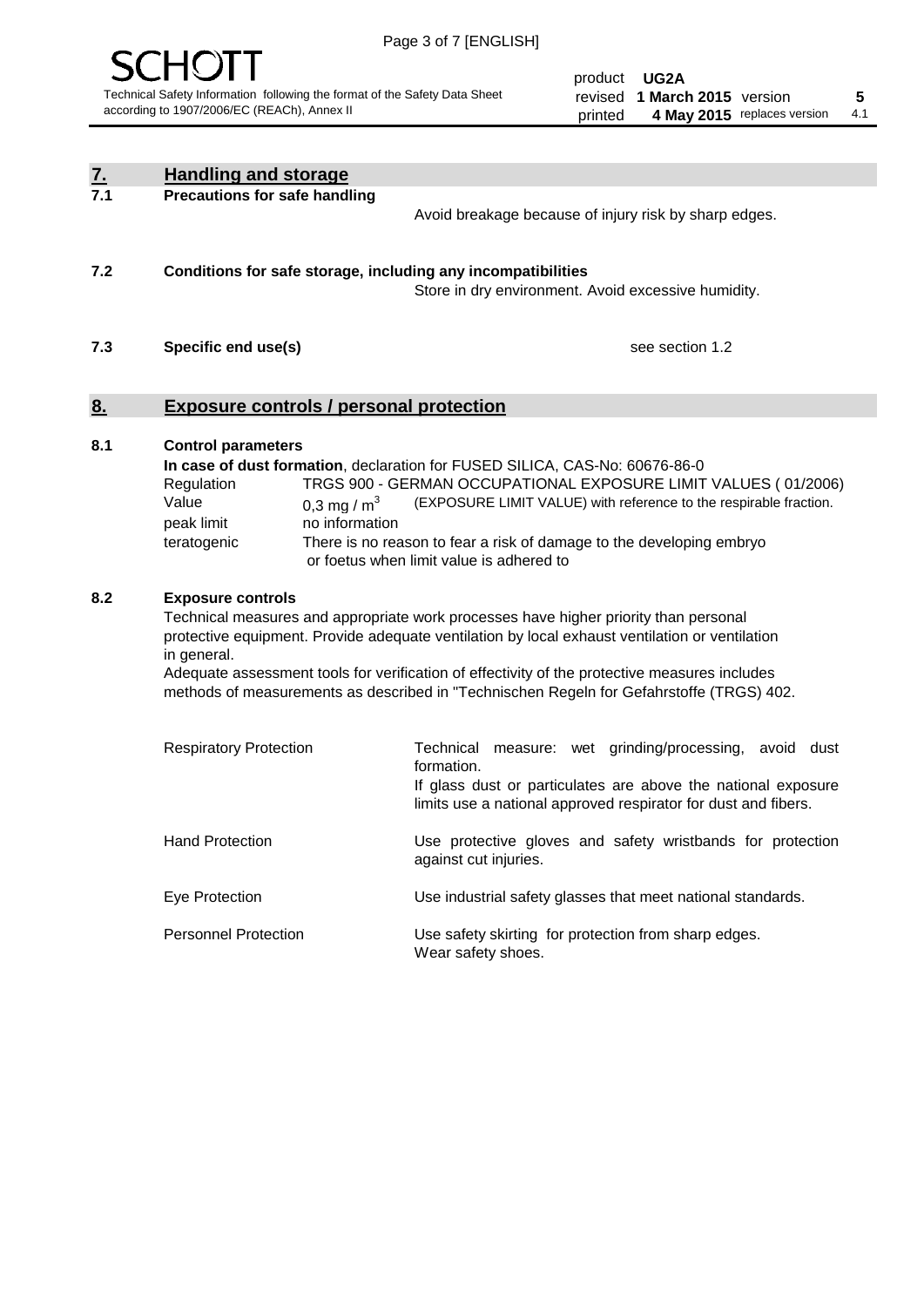## 7. Handling and storage

### 7.1 Precautions for safe handling

Avoid breakage because of injury risk by sharp edges.

### 7.2 Conditions for safe storage, including any incompatibilities

Store in dry environment. Avoid excessive humidity.

### 7.3 Specific end use(s)

see section 1.2

## 8. Exposure controls / personal protection

### 8.1 Control parameters

**In case of dust formation**, declaration for FUSED SILICA, CAS-No: 60676-86-0

| | | |
|---|---|---|
| Regulation | TRGS 900 - GERMAN OCCUPATIONAL EXPOSURE LIMIT VALUES ( 01/2006) | |
| Value | 0,3 mg / $m^3$ | (EXPOSURE LIMIT VALUE) with reference to the respirable fraction. |
| peak limit | no information | |
| teratogenic | There is no reason to fear a risk of damage to the developing embryo or foetus when limit value is adhered to | |

### 8.2 Exposure controls

Technical measures and appropriate work processes have higher priority than personal protective equipment. Provide adequate ventilation by local exhaust ventilation or ventilation in general.
Adequate assessment tools for verification of effectivity of the protective measures includes methods of measurements as described in "Technischen Regeln for Gefahrstoffe (TRGS) 402.

| | |
|---|---|
| Respiratory Protection | Technical measure: wet grinding/processing, avoid dust formation. If glass dust or particulates are above the national exposure limits use a national approved respirator for dust and fibers. |
| Hand Protection | Use protective gloves and safety wristbands for protection against cut injuries. |
| Eye Protection | Use industrial safety glasses that meet national standards. |
| Personnel Protection | Use safety skirting for protection from sharp edges. Wear safety shoes. |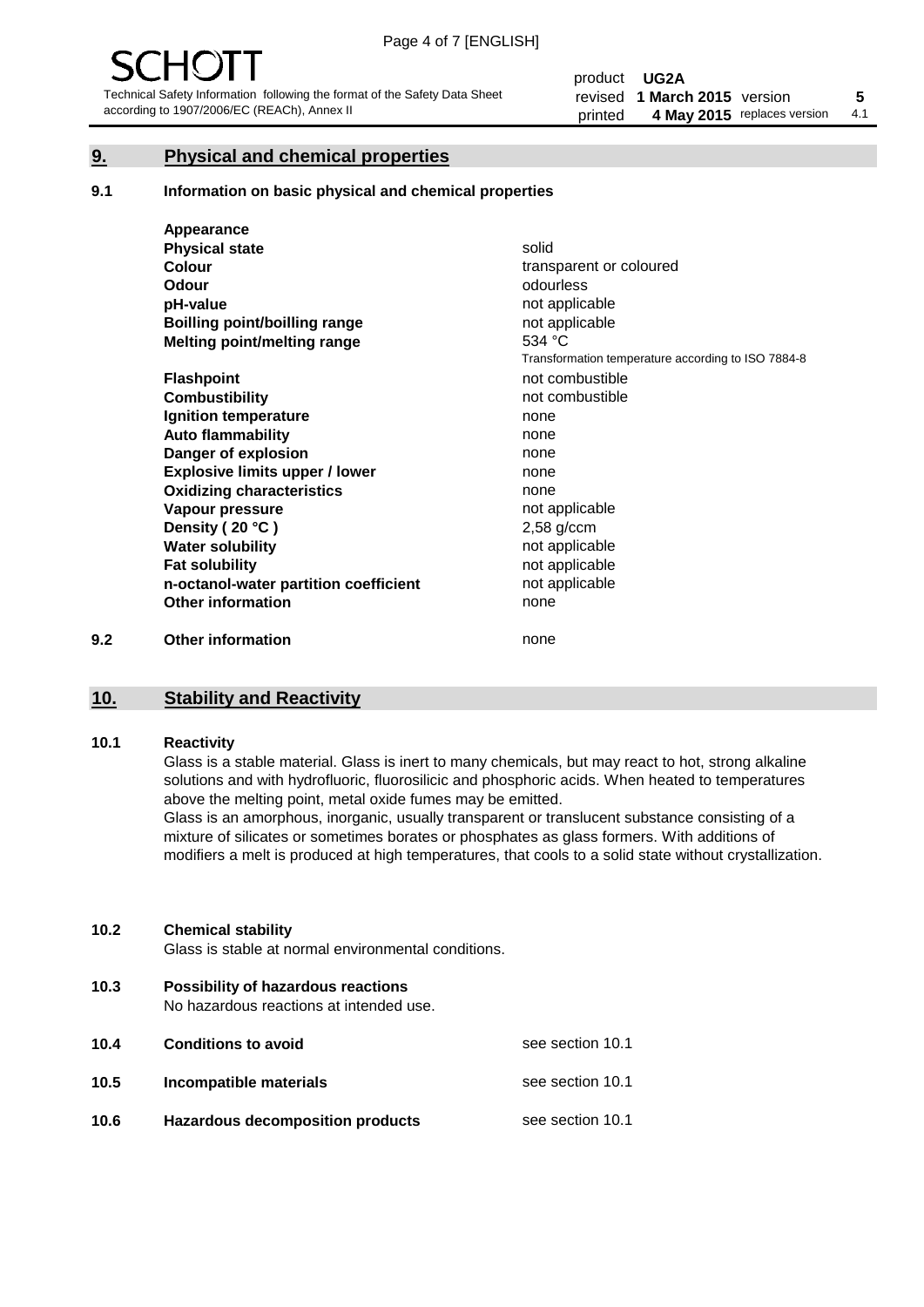## 9. Physical and chemical properties

### 9.1 Information on basic physical and chemical properties

| | |
|---|---|
| **Appearance** | |
| **Physical state** | solid |
| **Colour** | transparent or coloured |
| **Odour** | odourless |
| **pH-value** | not applicable |
| **Boilling point/boilling range** | not applicable |
| **Melting point/melting range** | 534 °C<br>Transformation temperature according to ISO 7884-8 |
| **Flashpoint** | not combustible |
| **Combustibility** | not combustible |
| **Ignition temperature** | none |
| **Auto flammability** | none |
| **Danger of explosion** | none |
| **Explosive limits upper / lower** | none |
| **Oxidizing characteristics** | none |
| **Vapour pressure** | not applicable |
| **Density ( 20 °C )** | 2,58 g/ccm |
| **Water solubility** | not applicable |
| **Fat solubility** | not applicable |
| **n-octanol-water partition coefficient** | not applicable |
| **Other information** | none |

### 9.2 Other information

none

## 10. Stability and Reactivity

### 10.1 Reactivity

Glass is a stable material. Glass is inert to many chemicals, but may react to hot, strong alkaline solutions and with hydrofluoric, fluorosilicic and phosphoric acids. When heated to temperatures above the melting point, metal oxide fumes may be emitted.

Glass is an amorphous, inorganic, usually transparent or translucent substance consisting of a mixture of silicates or sometimes borates or phosphates as glass formers. With additions of modifiers a melt is produced at high temperatures, that cools to a solid state without crystallization.

### 10.2 Chemical stability

Glass is stable at normal environmental conditions.

### 10.3 Possibility of hazardous reactions

No hazardous reactions at intended use.

### 10.4 Conditions to avoid

see section 10.1

### 10.5 Incompatible materials

see section 10.1

### 10.6 Hazardous decomposition products

see section 10.1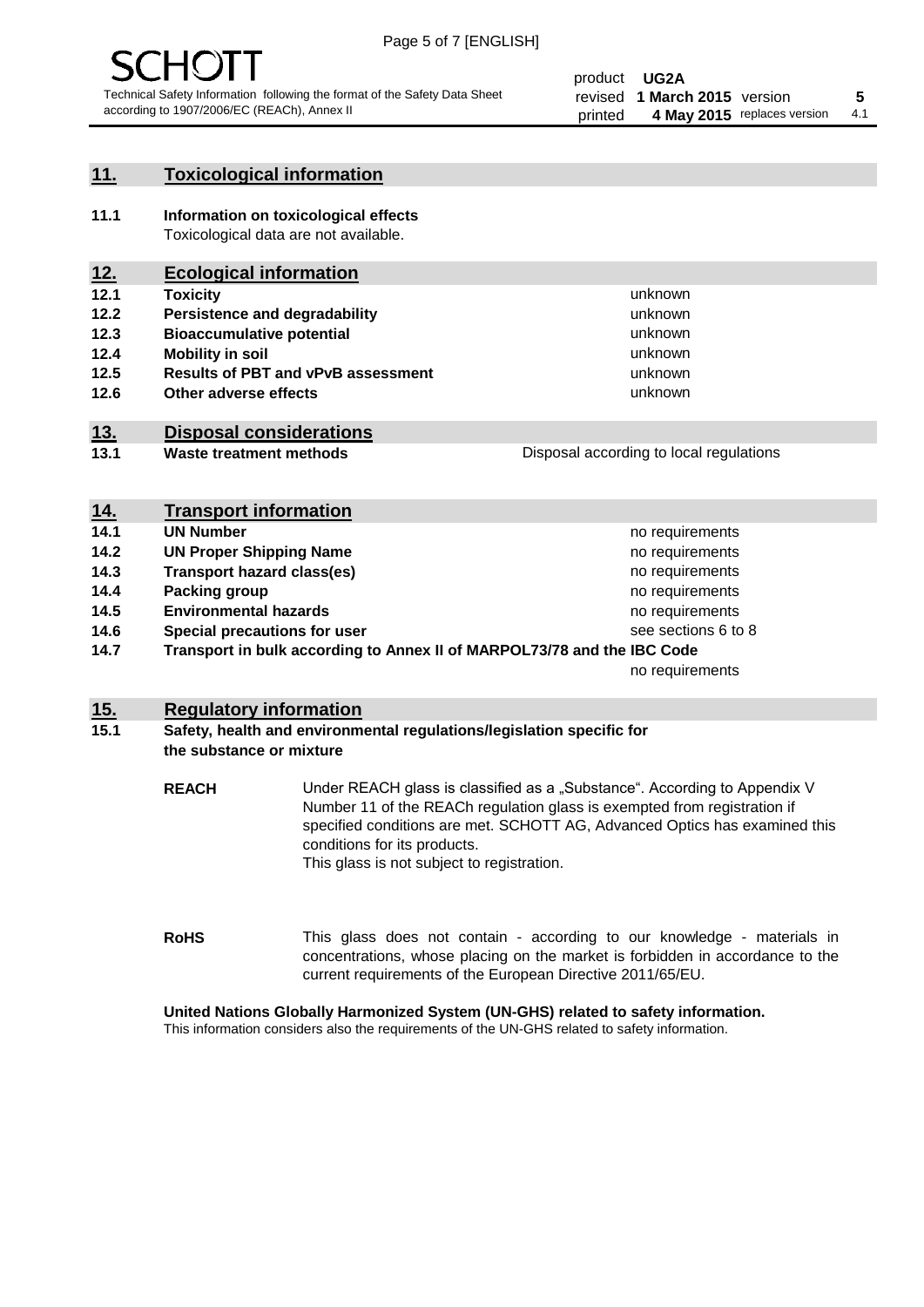## 11. Toxicological information

**11.1 Information on toxicological effects**

Toxicological data are not available.

## 12. Ecological information

| | | |
|---|---|---|
| **12.1** | **Toxicity** | unknown |
| **12.2** | **Persistence and degradability** | unknown |
| **12.3** | **Bioaccumulative potential** | unknown |
| **12.4** | **Mobility in soil** | unknown |
| **12.5** | **Results of PBT and vPvB assessment** | unknown |
| **12.6** | **Other adverse effects** | unknown |

## 13. Disposal considerations

| | | |
|---|---|---|
| **13.1** | **Waste treatment methods** | Disposal according to local regulations |

## 14. Transport information

| | | |
|---|---|---|
| **14.1** | **UN Number** | no requirements |
| **14.2** | **UN Proper Shipping Name** | no requirements |
| **14.3** | **Transport hazard class(es)** | no requirements |
| **14.4** | **Packing group** | no requirements |
| **14.5** | **Environmental hazards** | no requirements |
| **14.6** | **Special precautions for user** | see sections 6 to 8 |
| **14.7** | **Transport in bulk according to Annex II of MARPOL73/78 and the IBC Code** | no requirements |

## 15. Regulatory information

**15.1 Safety, health and environmental regulations/legislation specific for the substance or mixture**

**REACH** Under REACH glass is classified as a „Substance". According to Appendix V Number 11 of the REACh regulation glass is exempted from registration if specified conditions are met. SCHOTT AG, Advanced Optics has examined this conditions for its products.
This glass is not subject to registration.

**RoHS** This glass does not contain - according to our knowledge - materials in concentrations, whose placing on the market is forbidden in accordance to the current requirements of the European Directive 2011/65/EU.

**United Nations Globally Harmonized System (UN-GHS) related to safety information.**

This information considers also the requirements of the UN-GHS related to safety information.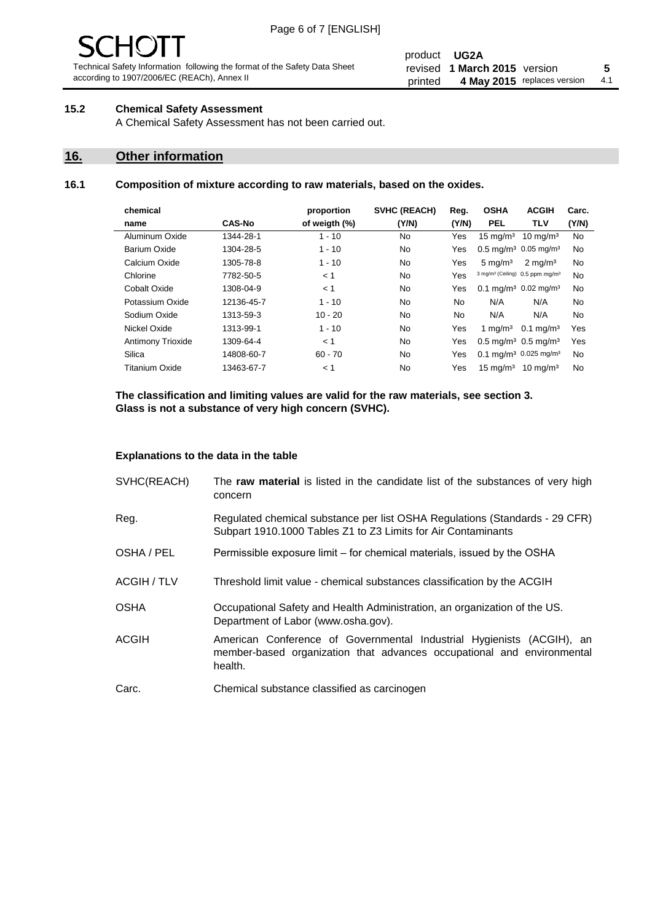### 15.2 Chemical Safety Assessment

A Chemical Safety Assessment has not been carried out.

## 16. Other information

### 16.1 Composition of mixture according to raw materials, based on the oxides.

| chemical name | CAS-No | proportion of weigth (%) | SVHC (REACH) (Y/N) | Reg. (Y/N) | OSHA PEL | ACGIH TLV | Carc. (Y/N) |
|---|---|---|---|---|---|---|---|
| Aluminum Oxide | 1344-28-1 | 1 - 10 | No | Yes | 15 mg/m³ | 10 mg/m³ | No |
| Barium Oxide | 1304-28-5 | 1 - 10 | No | Yes | 0.5 mg/m³ | 0.05 mg/m³ | No |
| Calcium Oxide | 1305-78-8 | 1 - 10 | No | Yes | 5 mg/m³ | 2 mg/m³ | No |
| Chlorine | 7782-50-5 | < 1 | No | Yes | 3 mg/m³ (Ceiling) | 0.5 ppm mg/m³ | No |
| Cobalt Oxide | 1308-04-9 | < 1 | No | Yes | 0.1 mg/m³ | 0.02 mg/m³ | No |
| Potassium Oxide | 12136-45-7 | 1 - 10 | No | No | N/A | N/A | No |
| Sodium Oxide | 1313-59-3 | 10 - 20 | No | No | N/A | N/A | No |
| Nickel Oxide | 1313-99-1 | 1 - 10 | No | Yes | 1 mg/m³ | 0.1 mg/m³ | Yes |
| Antimony Trioxide | 1309-64-4 | < 1 | No | Yes | 0.5 mg/m³ | 0.5 mg/m³ | Yes |
| Silica | 14808-60-7 | 60 - 70 | No | Yes | 0.1 mg/m³ | 0.025 mg/m³ | No |
| Titanium Oxide | 13463-67-7 | < 1 | No | Yes | 15 mg/m³ | 10 mg/m³ | No |

**The classification and limiting values are valid for the raw materials, see section 3.**
**Glass is not a substance of very high concern (SVHC).**

**Explanations to the data in the table**

| | |
|---|---|
| SVHC(REACH) | The **raw material** is listed in the candidate list of the substances of very high concern |
| Reg. | Regulated chemical substance per list OSHA Regulations (Standards - 29 CFR) Subpart 1910.1000 Tables Z1 to Z3 Limits for Air Contaminants |
| OSHA / PEL | Permissible exposure limit – for chemical materials, issued by the OSHA |
| ACGIH / TLV | Threshold limit value - chemical substances classification by the ACGIH |
| OSHA | Occupational Safety and Health Administration, an organization of the US. Department of Labor (www.osha.gov). |
| ACGIH | American Conference of Governmental Industrial Hygienists (ACGIH), an member-based organization that advances occupational and environmental health. |
| Carc. | Chemical substance classified as carcinogen |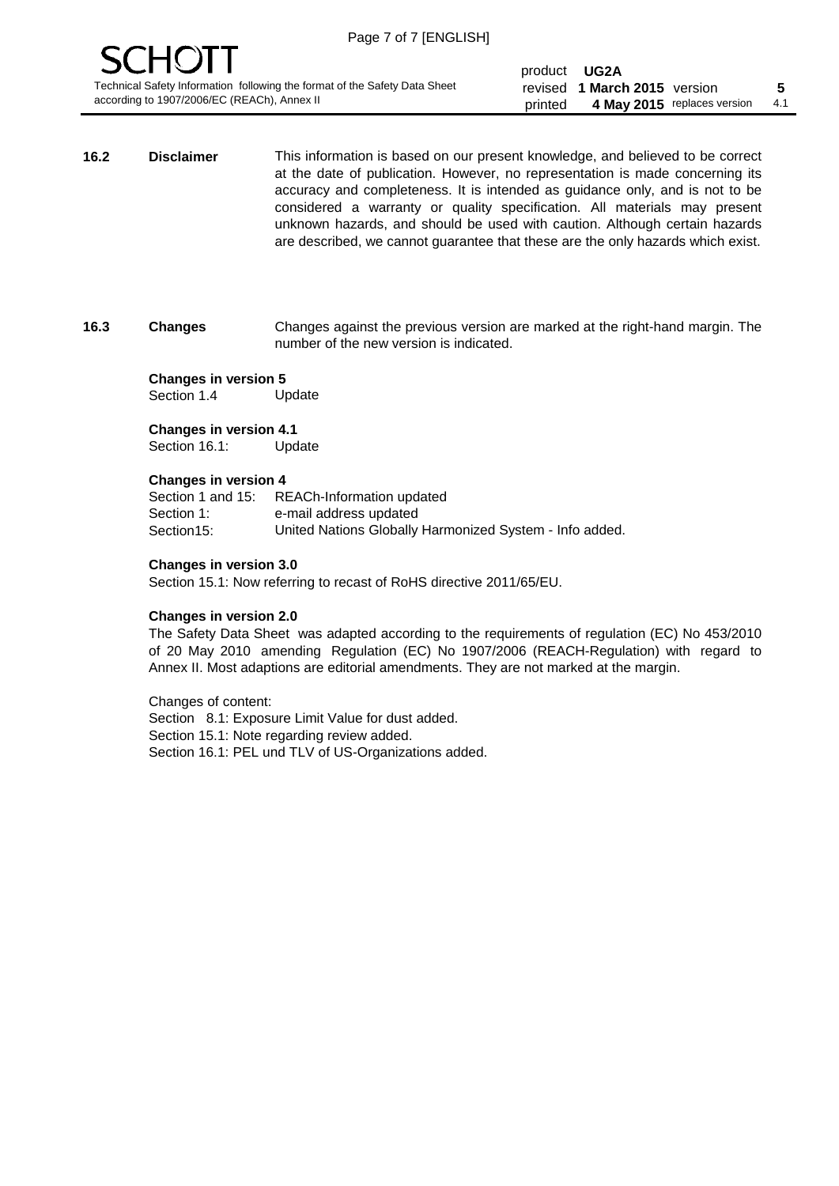**16.2 Disclaimer**

This information is based on our present knowledge, and believed to be correct at the date of publication. However, no representation is made concerning its accuracy and completeness. It is intended as guidance only, and is not to be considered a warranty or quality specification. All materials may present unknown hazards, and should be used with caution. Although certain hazards are described, we cannot guarantee that these are the only hazards which exist.

**16.3 Changes**

Changes against the previous version are marked at the right-hand margin. The number of the new version is indicated.

**Changes in version 5**

Section 1.4 Update

**Changes in version 4.1**

Section 16.1: Update

**Changes in version 4**

| | |
|---|---|
| Section 1 and 15: | REACh-Information updated |
| Section 1: | e-mail address updated |
| Section15: | United Nations Globally Harmonized System - Info added. |

**Changes in version 3.0**

Section 15.1: Now referring to recast of RoHS directive 2011/65/EU.

**Changes in version 2.0**

The Safety Data Sheet was adapted according to the requirements of regulation (EC) No 453/2010 of 20 May 2010 amending Regulation (EC) No 1907/2006 (REACH-Regulation) with regard to Annex II. Most adaptions are editorial amendments. They are not marked at the margin.

Changes of content:
Section 8.1: Exposure Limit Value for dust added.
Section 15.1: Note regarding review added.
Section 16.1: PEL und TLV of US-Organizations added.